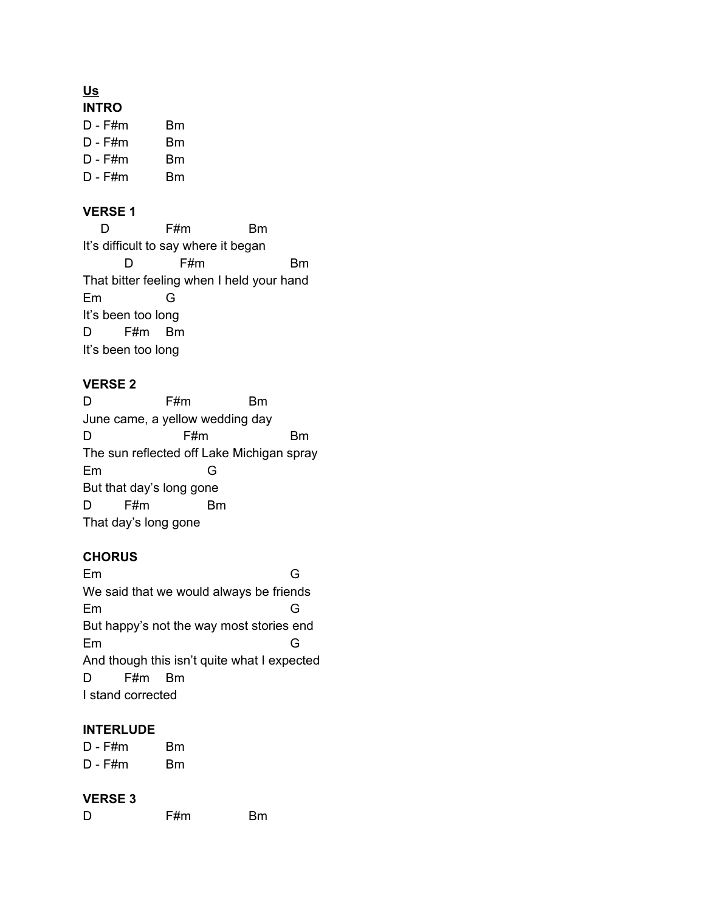**<u>Us</u>**

**INTRO**

```
D - F#m       Bm
D - F#m       Bm
D - F#m       Bm
D - F#m       Bm
```

**VERSE 1**

```
   D           F#m          Bm
It's difficult to say where it began
        D          F#m                Bm
That bitter feeling when I held your hand
Em           G
It's been too long
D       F#m    Bm
It's been too long
```

**VERSE 2**

```
D              F#m          Bm
June came, a yellow wedding day
D                   F#m               Bm
The sun reflected off Lake Michigan spray
Em                    G
But that day's long gone
D       F#m           Bm
That day's long gone
```

**CHORUS**

```
Em                                   G
We said that we would always be friends
Em                                   G
But happy's not the way most stories end
Em                                   G
And though this isn't quite what I expected
D       F#m    Bm
I stand corrected
```

**INTERLUDE**

```
D - F#m       Bm
D - F#m       Bm
```

**VERSE 3**

```
D              F#m          Bm
```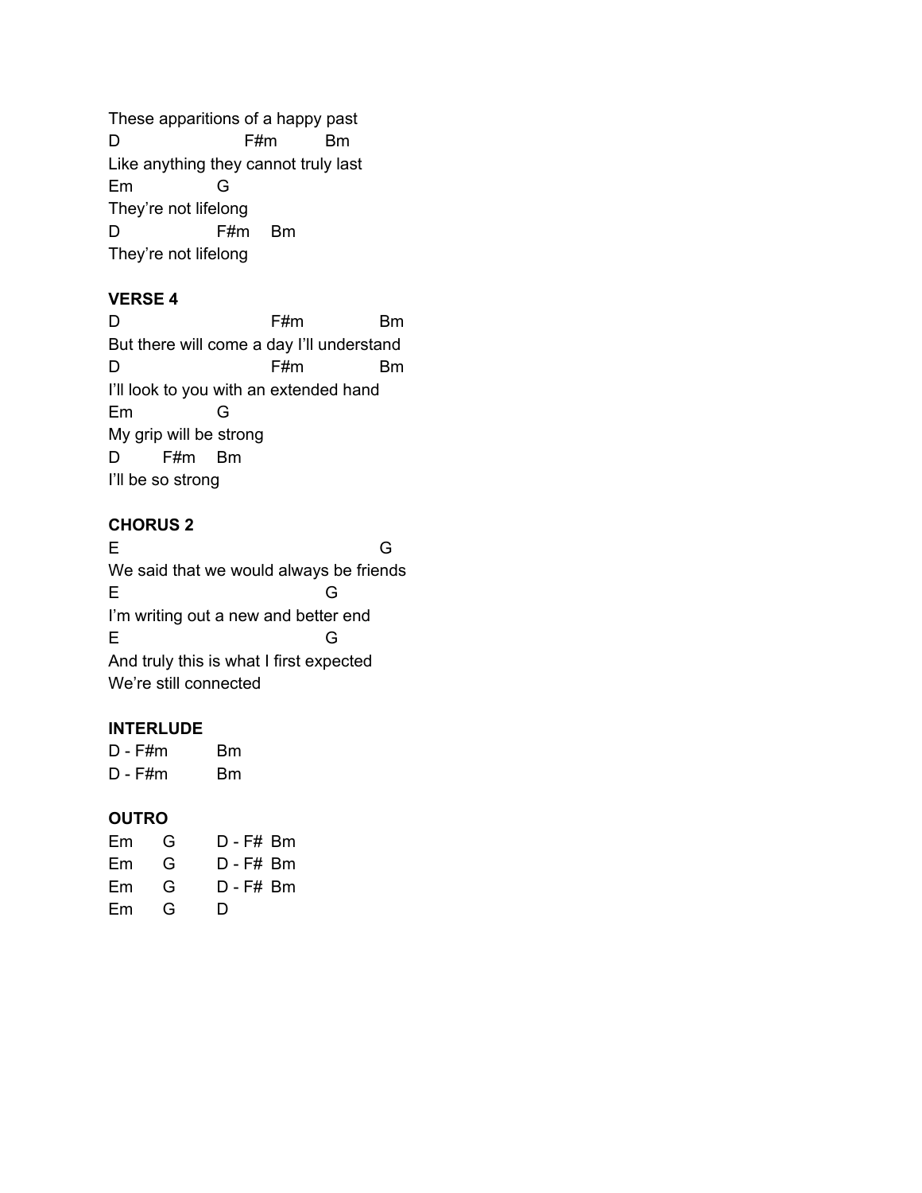```
These apparitions of a happy past
D                       F#m          Bm
Like anything they cannot truly last
Em              G
They're not lifelong
D                   F#m     Bm
They're not lifelong
```

**VERSE 4**

```
D                            F#m              Bm
But there will come a day I'll understand
D                            F#m              Bm
I'll look to you with an extended hand
Em              G
My grip will be strong
D         F#m     Bm
I'll be so strong
```

**CHORUS 2**

```
E                                          G
We said that we would always be friends
E                                 G
I'm writing out a new and better end
E                                 G
And truly this is what I first expected
We're still connected
```

**INTERLUDE**

```
D - F#m         Bm
D - F#m         Bm
```

**OUTRO**

```
Em      G       D - F#  Bm
Em      G       D - F#  Bm
Em      G       D - F#  Bm
Em      G       D
```